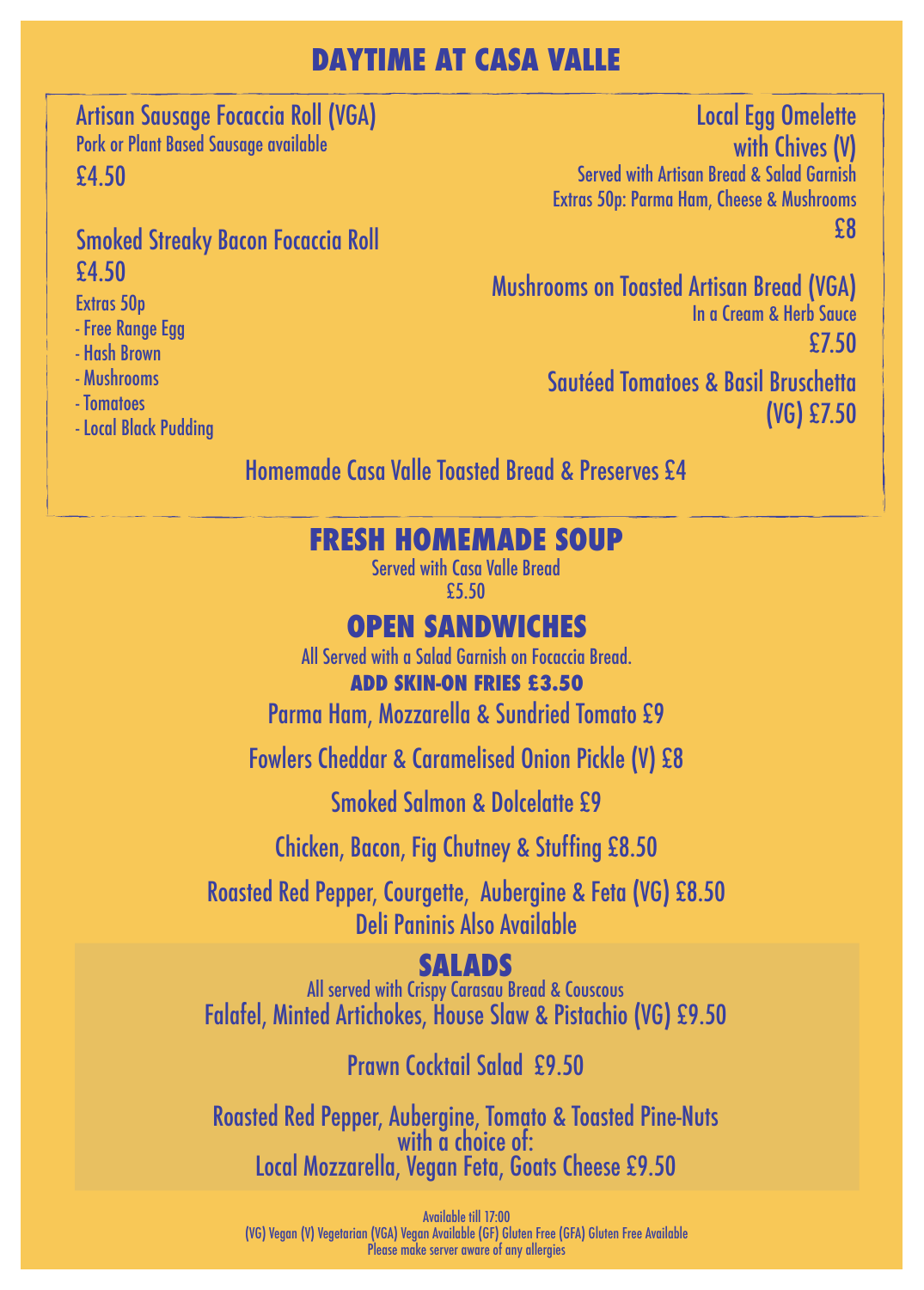# DAYTIME AT CASA VALLE

**Artisan Sausage Focaccia Roll (VGA)**
Pork or Plant Based Sausage available
£4.50

**Smoked Streaky Bacon Focaccia Roll**
£4.50

Extras 50p
- Free Range Egg
- Hash Brown
- Mushrooms
- Tomatoes
- Local Black Pudding

**Local Egg Omelette with Chives (V)**
Served with Artisan Bread & Salad Garnish
Extras 50p: Parma Ham, Cheese & Mushrooms
£8

**Mushrooms on Toasted Artisan Bread (VGA)**
In a Cream & Herb Sauce
£7.50

**Sautéed Tomatoes & Basil Bruschetta (VG)** £7.50

**Homemade Casa Valle Toasted Bread & Preserves** £4

## FRESH HOMEMADE SOUP

Served with Casa Valle Bread
£5.50

## OPEN SANDWICHES

All Served with a Salad Garnish on Focaccia Bread.

**ADD SKIN-ON FRIES £3.50**

Parma Ham, Mozzarella & Sundried Tomato £9

Fowlers Cheddar & Caramelised Onion Pickle (V) £8

Smoked Salmon & Dolcelatte £9

Chicken, Bacon, Fig Chutney & Stuffing £8.50

Roasted Red Pepper, Courgette, Aubergine & Feta (VG) £8.50

Deli Paninis Also Available

## SALADS

All served with Crispy Carasau Bread & Couscous

Falafel, Minted Artichokes, House Slaw & Pistachio (VG) £9.50

Prawn Cocktail Salad £9.50

Roasted Red Pepper, Aubergine, Tomato & Toasted Pine-Nuts with a choice of:
Local Mozzarella, Vegan Feta, Goats Cheese £9.50

Available till 17:00
(VG) Vegan (V) Vegetarian (VGA) Vegan Available (GF) Gluten Free (GFA) Gluten Free Available
Please make server aware of any allergies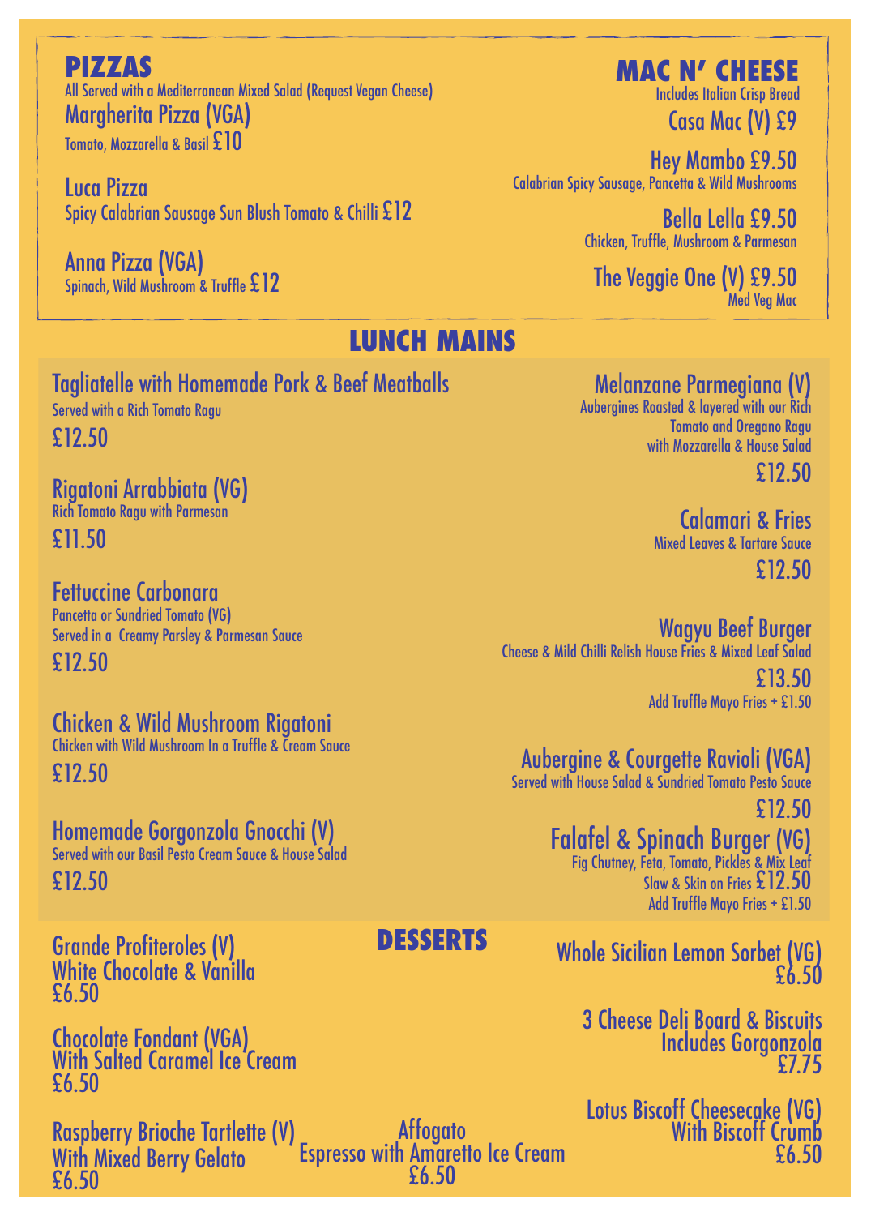## PIZZAS

All Served with a Mediterranean Mixed Salad (Request Vegan Cheese)

Margherita Pizza (VGA)
Tomato, Mozzarella & Basil £10

Luca Pizza
Spicy Calabrian Sausage Sun Blush Tomato & Chilli £12

Anna Pizza (VGA)
Spinach, Wild Mushroom & Truffle £12

## MAC N' CHEESE

Includes Italian Crisp Bread

Casa Mac (V) £9

Hey Mambo £9.50
Calabrian Spicy Sausage, Pancetta & Wild Mushrooms

Bella Lella £9.50
Chicken, Truffle, Mushroom & Parmesan

The Veggie One (V) £9.50
Med Veg Mac

## LUNCH MAINS

Tagliatelle with Homemade Pork & Beef Meatballs
Served with a Rich Tomato Ragu
£12.50

Rigatoni Arrabbiata (VG)
Rich Tomato Ragu with Parmesan
£11.50

Fettuccine Carbonara
Pancetta or Sundried Tomato (VG)
Served in a Creamy Parsley & Parmesan Sauce
£12.50

Chicken & Wild Mushroom Rigatoni
Chicken with Wild Mushroom In a Truffle & Cream Sauce
£12.50

Homemade Gorgonzola Gnocchi (V)
Served with our Basil Pesto Cream Sauce & House Salad
£12.50

Melanzane Parmegiana (V)
Aubergines Roasted & layered with our Rich Tomato and Oregano Ragu with Mozzarella & House Salad
£12.50

Calamari & Fries
Mixed Leaves & Tartare Sauce
£12.50

Wagyu Beef Burger
Cheese & Mild Chilli Relish House Fries & Mixed Leaf Salad
£13.50
Add Truffle Mayo Fries + £1.50

Aubergine & Courgette Ravioli (VGA)
Served with House Salad & Sundried Tomato Pesto Sauce
£12.50

Falafel & Spinach Burger (VG)
Fig Chutney, Feta, Tomato, Pickles & Mix Leaf Slaw & Skin on Fries £12.50
Add Truffle Mayo Fries + £1.50

## DESSERTS

Grande Profiteroles (V)
White Chocolate & Vanilla
£6.50

Chocolate Fondant (VGA)
With Salted Caramel Ice Cream
£6.50

Raspberry Brioche Tartlette (V)
With Mixed Berry Gelato
£6.50

Affogato
Espresso with Amaretto Ice Cream
£6.50

Whole Sicilian Lemon Sorbet (VG)
£6.50

3 Cheese Deli Board & Biscuits
Includes Gorgonzola
£7.75

Lotus Biscoff Cheesecake (VG)
With Biscoff Crumb
£6.50